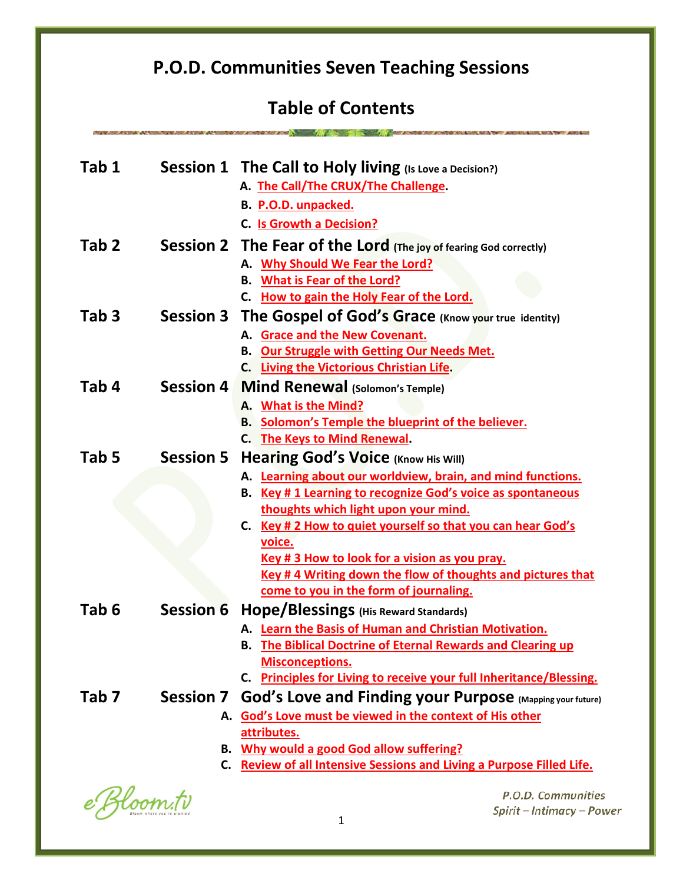# P.O.D. Communities Seven Teaching Sessions

## Table of Contents

**Tab 1 — Session 1 — The Call to Holy living** (Is Love a Decision?)

- A. The Call/The CRUX/The Challenge.
- B. P.O.D. unpacked.
- C. Is Growth a Decision?

**Tab 2 — Session 2 — The Fear of the Lord** (The joy of fearing God correctly)

- A. Why Should We Fear the Lord?
- B. What is Fear of the Lord?
- C. How to gain the Holy Fear of the Lord.

**Tab 3 — Session 3 — The Gospel of God's Grace** (Know your true identity)

- A. Grace and the New Covenant.
- B. Our Struggle with Getting Our Needs Met.
- C. Living the Victorious Christian Life.

**Tab 4 — Session 4 — Mind Renewal** (Solomon's Temple)

- A. What is the Mind?
- B. Solomon's Temple the blueprint of the believer.
- C. The Keys to Mind Renewal.

**Tab 5 — Session 5 — Hearing God's Voice** (Know His Will)

- A. Learning about our worldview, brain, and mind functions.
- B. Key # 1 Learning to recognize God's voice as spontaneous thoughts which light upon your mind.
- C. Key # 2 How to quiet yourself so that you can hear God's voice.

  Key # 3 How to look for a vision as you pray.

  Key # 4 Writing down the flow of thoughts and pictures that come to you in the form of journaling.

**Tab 6 — Session 6 — Hope/Blessings** (His Reward Standards)

- A. Learn the Basis of Human and Christian Motivation.
- B. The Biblical Doctrine of Eternal Rewards and Clearing up Misconceptions.
- C. Principles for Living to receive your full Inheritance/Blessing.

**Tab 7 — Session 7 — God's Love and Finding your Purpose** (Mapping your future)

- A. God's Love must be viewed in the context of His other attributes.
- B. Why would a good God allow suffering?
- C. Review of all Intensive Sessions and Living a Purpose Filled Life.

eBloom.tv — Bloom where you're planted

*P.O.D. Communities*
*Spirit – Intimacy – Power*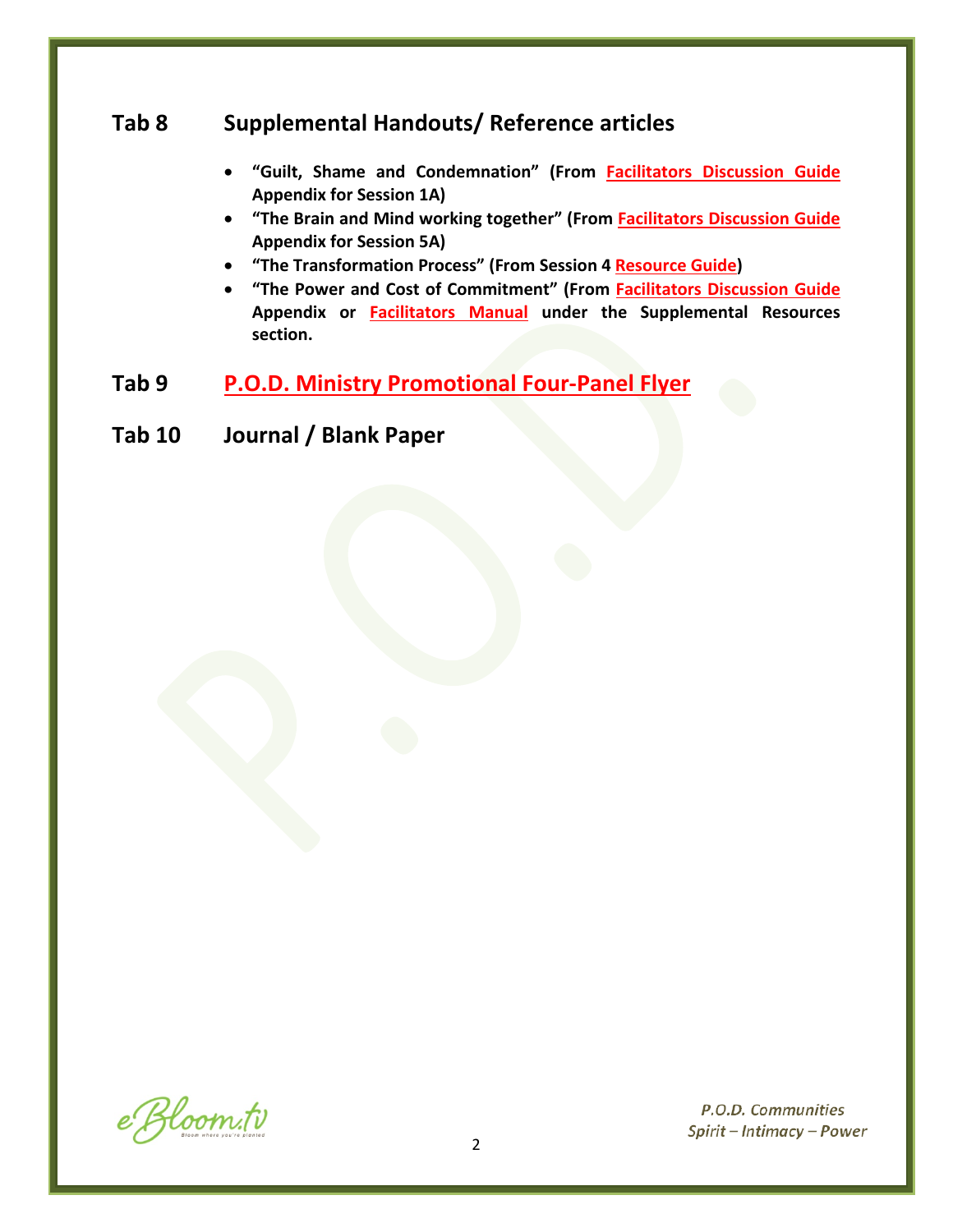## Tab 8 Supplemental Handouts/ Reference articles

- **"Guilt, Shame and Condemnation" (From Facilitators Discussion Guide Appendix for Session 1A)**
- **"The Brain and Mind working together" (From Facilitators Discussion Guide Appendix for Session 5A)**
- **"The Transformation Process" (From Session 4 Resource Guide)**
- **"The Power and Cost of Commitment" (From Facilitators Discussion Guide Appendix or Facilitators Manual under the Supplemental Resources section.**

## Tab 9 P.O.D. Ministry Promotional Four-Panel Flyer

## Tab 10 Journal / Blank Paper